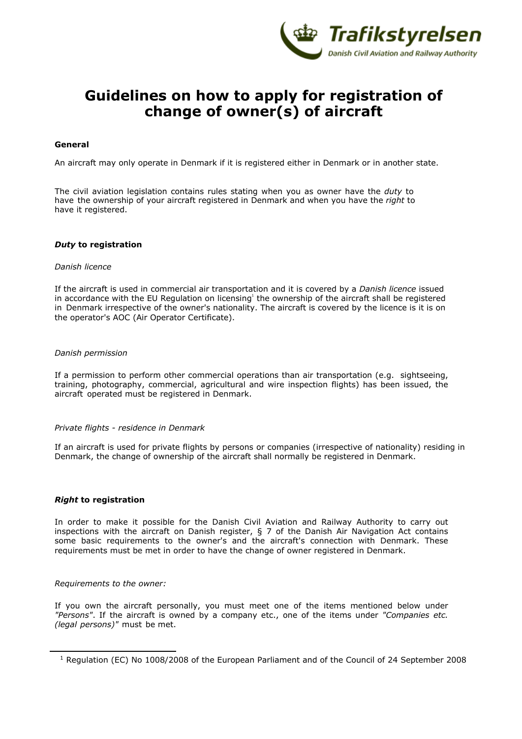# Guidelines on how to apply for registration of change of owner(s) of aircraft

**General**

An aircraft may only operate in Denmark if it is registered either in Denmark or in another state.

The civil aviation legislation contains rules stating when you as owner have the *duty* to have the ownership of your aircraft registered in Denmark and when you have the *right* to have it registered.

***Duty* to registration**

*Danish licence*

If the aircraft is used in commercial air transportation and it is covered by a *Danish licence* issued in accordance with the EU Regulation on licensing[1] the ownership of the aircraft shall be registered in Denmark irrespective of the owner's nationality. The aircraft is covered by the licence is it is on the operator's AOC (Air Operator Certificate).

*Danish permission*

If a permission to perform other commercial operations than air transportation (e.g. sightseeing, training, photography, commercial, agricultural and wire inspection flights) has been issued, the aircraft operated must be registered in Denmark.

*Private flights - residence in Denmark*

If an aircraft is used for private flights by persons or companies (irrespective of nationality) residing in Denmark, the change of ownership of the aircraft shall normally be registered in Denmark.

***Right* to registration**

In order to make it possible for the Danish Civil Aviation and Railway Authority to carry out inspections with the aircraft on Danish register, § 7 of the Danish Air Navigation Act contains some basic requirements to the owner's and the aircraft's connection with Denmark. These requirements must be met in order to have the change of owner registered in Denmark.

*Requirements to the owner:*

If you own the aircraft personally, you must meet one of the items mentioned below under *"Persons"*. If the aircraft is owned by a company etc., one of the items under *"Companies etc. (legal persons)"* must be met.

[1] Regulation (EC) No 1008/2008 of the European Parliament and of the Council of 24 September 2008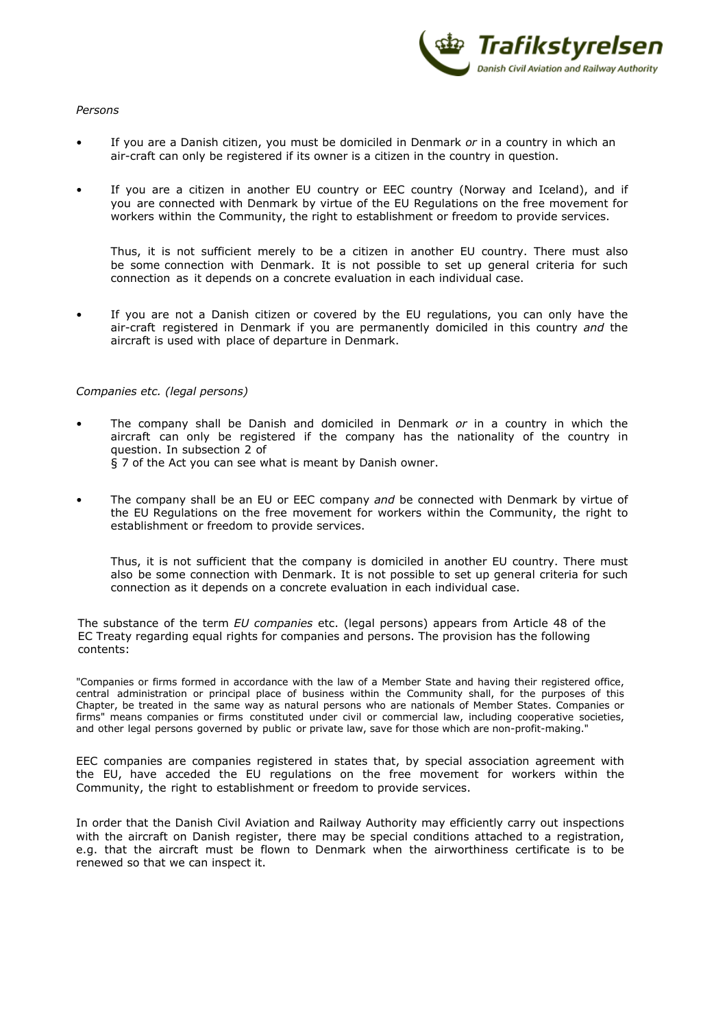*Persons*

- If you are a Danish citizen, you must be domiciled in Denmark *or* in a country in which an air-craft can only be registered if its owner is a citizen in the country in question.

- If you are a citizen in another EU country or EEC country (Norway and Iceland), and if you are connected with Denmark by virtue of the EU Regulations on the free movement for workers within the Community, the right to establishment or freedom to provide services.

  Thus, it is not sufficient merely to be a citizen in another EU country. There must also be some connection with Denmark. It is not possible to set up general criteria for such connection as it depends on a concrete evaluation in each individual case.

- If you are not a Danish citizen or covered by the EU regulations, you can only have the air-craft registered in Denmark if you are permanently domiciled in this country *and* the aircraft is used with place of departure in Denmark.

*Companies etc. (legal persons)*

- The company shall be Danish and domiciled in Denmark *or* in a country in which the aircraft can only be registered if the company has the nationality of the country in question. In subsection 2 of § 7 of the Act you can see what is meant by Danish owner.

- The company shall be an EU or EEC company *and* be connected with Denmark by virtue of the EU Regulations on the free movement for workers within the Community, the right to establishment or freedom to provide services.

  Thus, it is not sufficient that the company is domiciled in another EU country. There must also be some connection with Denmark. It is not possible to set up general criteria for such connection as it depends on a concrete evaluation in each individual case.

The substance of the term *EU companies* etc. (legal persons) appears from Article 48 of the EC Treaty regarding equal rights for companies and persons. The provision has the following contents:

"Companies or firms formed in accordance with the law of a Member State and having their registered office, central administration or principal place of business within the Community shall, for the purposes of this Chapter, be treated in the same way as natural persons who are nationals of Member States. Companies or firms" means companies or firms constituted under civil or commercial law, including cooperative societies, and other legal persons governed by public or private law, save for those which are non-profit-making."

EEC companies are companies registered in states that, by special association agreement with the EU, have acceded the EU regulations on the free movement for workers within the Community, the right to establishment or freedom to provide services.

In order that the Danish Civil Aviation and Railway Authority may efficiently carry out inspections with the aircraft on Danish register, there may be special conditions attached to a registration, e.g. that the aircraft must be flown to Denmark when the airworthiness certificate is to be renewed so that we can inspect it.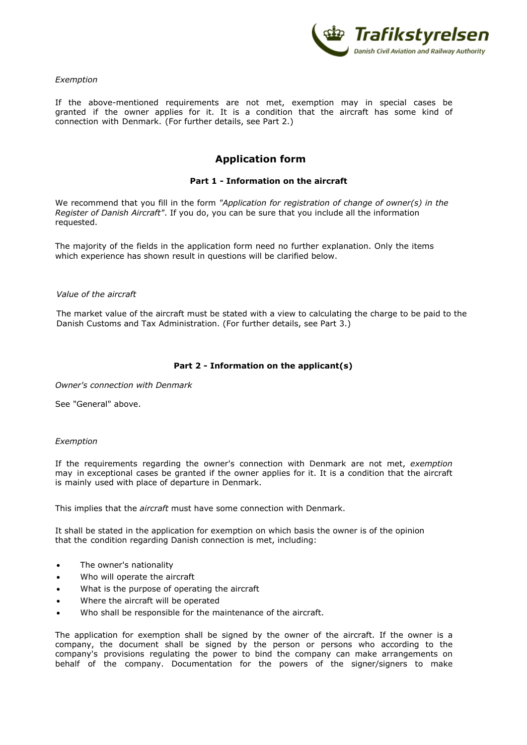*Exemption*

If the above-mentioned requirements are not met, exemption may in special cases be granted if the owner applies for it. It is a condition that the aircraft has some kind of connection with Denmark. (For further details, see Part 2.)

## Application form

### Part 1 - Information on the aircraft

We recommend that you fill in the form *"Application for registration of change of owner(s) in the Register of Danish Aircraft"*. If you do, you can be sure that you include all the information requested.

The majority of the fields in the application form need no further explanation. Only the items which experience has shown result in questions will be clarified below.

*Value of the aircraft*

The market value of the aircraft must be stated with a view to calculating the charge to be paid to the Danish Customs and Tax Administration. (For further details, see Part 3.)

### Part 2 - Information on the applicant(s)

*Owner's connection with Denmark*

See "General" above.

*Exemption*

If the requirements regarding the owner's connection with Denmark are not met, *exemption* may in exceptional cases be granted if the owner applies for it. It is a condition that the aircraft is mainly used with place of departure in Denmark.

This implies that the *aircraft* must have some connection with Denmark.

It shall be stated in the application for exemption on which basis the owner is of the opinion that the condition regarding Danish connection is met, including:

- The owner's nationality
- Who will operate the aircraft
- What is the purpose of operating the aircraft
- Where the aircraft will be operated
- Who shall be responsible for the maintenance of the aircraft.

The application for exemption shall be signed by the owner of the aircraft. If the owner is a company, the document shall be signed by the person or persons who according to the company's provisions regulating the power to bind the company can make arrangements on behalf of the company. Documentation for the powers of the signer/signers to make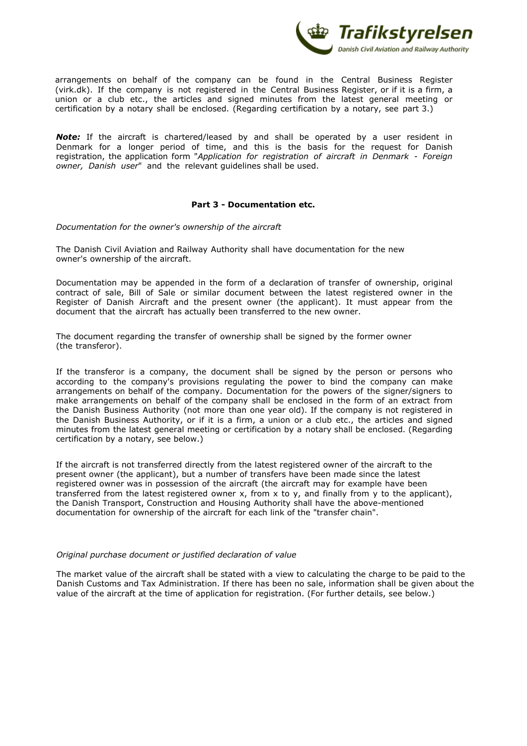arrangements on behalf of the company can be found in the Central Business Register (virk.dk). If the company is not registered in the Central Business Register, or if it is a firm, a union or a club etc., the articles and signed minutes from the latest general meeting or certification by a notary shall be enclosed. (Regarding certification by a notary, see part 3.)

***Note:*** If the aircraft is chartered/leased by and shall be operated by a user resident in Denmark for a longer period of time, and this is the basis for the request for Danish registration, the application form "*Application for registration of aircraft in Denmark - Foreign owner, Danish user*" and the relevant guidelines shall be used.

## Part 3 - Documentation etc.

*Documentation for the owner's ownership of the aircraft*

The Danish Civil Aviation and Railway Authority shall have documentation for the new owner's ownership of the aircraft.

Documentation may be appended in the form of a declaration of transfer of ownership, original contract of sale, Bill of Sale or similar document between the latest registered owner in the Register of Danish Aircraft and the present owner (the applicant). It must appear from the document that the aircraft has actually been transferred to the new owner.

The document regarding the transfer of ownership shall be signed by the former owner (the transferor).

If the transferor is a company, the document shall be signed by the person or persons who according to the company's provisions regulating the power to bind the company can make arrangements on behalf of the company. Documentation for the powers of the signer/signers to make arrangements on behalf of the company shall be enclosed in the form of an extract from the Danish Business Authority (not more than one year old). If the company is not registered in the Danish Business Authority, or if it is a firm, a union or a club etc., the articles and signed minutes from the latest general meeting or certification by a notary shall be enclosed. (Regarding certification by a notary, see below.)

If the aircraft is not transferred directly from the latest registered owner of the aircraft to the present owner (the applicant), but a number of transfers have been made since the latest registered owner was in possession of the aircraft (the aircraft may for example have been transferred from the latest registered owner x, from x to y, and finally from y to the applicant), the Danish Transport, Construction and Housing Authority shall have the above-mentioned documentation for ownership of the aircraft for each link of the "transfer chain".

*Original purchase document or justified declaration of value*

The market value of the aircraft shall be stated with a view to calculating the charge to be paid to the Danish Customs and Tax Administration. If there has been no sale, information shall be given about the value of the aircraft at the time of application for registration. (For further details, see below.)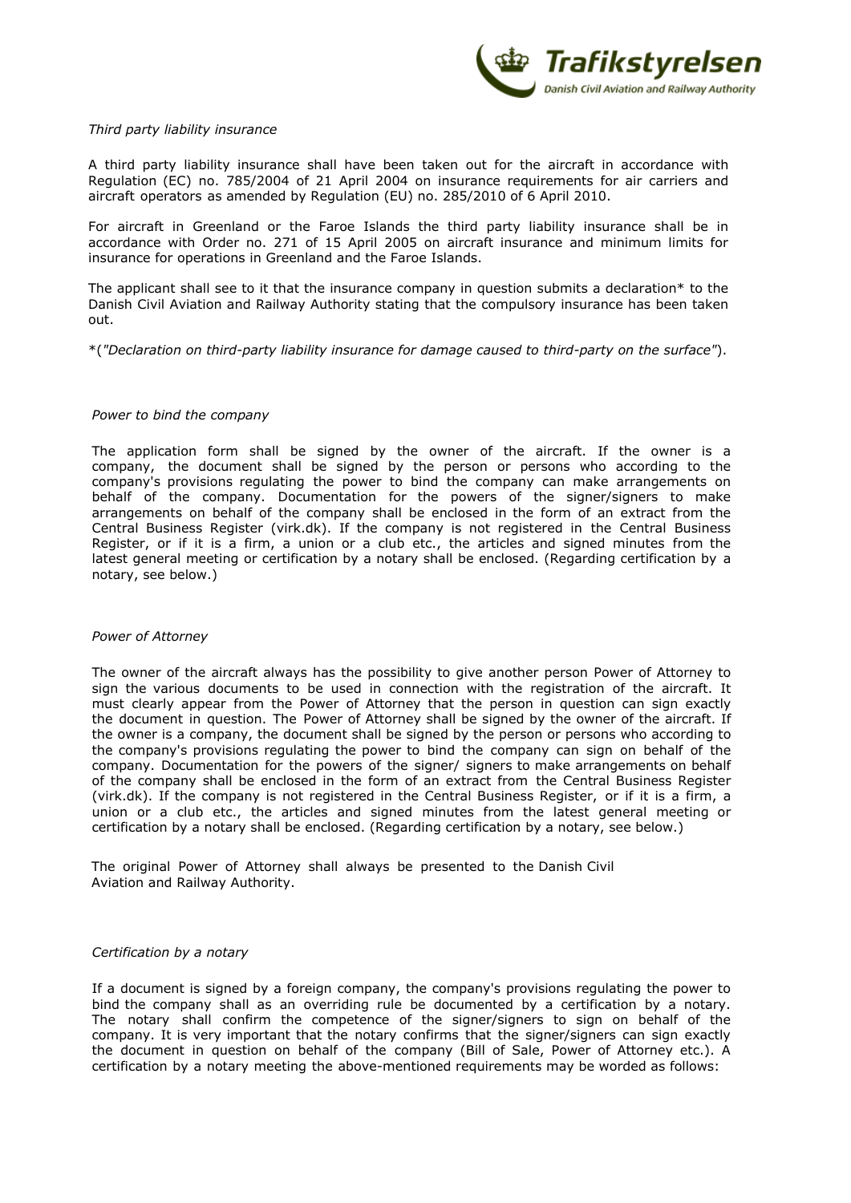*Third party liability insurance*

A third party liability insurance shall have been taken out for the aircraft in accordance with Regulation (EC) no. 785/2004 of 21 April 2004 on insurance requirements for air carriers and aircraft operators as amended by Regulation (EU) no. 285/2010 of 6 April 2010.

For aircraft in Greenland or the Faroe Islands the third party liability insurance shall be in accordance with Order no. 271 of 15 April 2005 on aircraft insurance and minimum limits for insurance for operations in Greenland and the Faroe Islands.

The applicant shall see to it that the insurance company in question submits a declaration* to the Danish Civil Aviation and Railway Authority stating that the compulsory insurance has been taken out.

*(*"Declaration on third-party liability insurance for damage caused to third-party on the surface"*).

*Power to bind the company*

The application form shall be signed by the owner of the aircraft. If the owner is a company, the document shall be signed by the person or persons who according to the company's provisions regulating the power to bind the company can make arrangements on behalf of the company. Documentation for the powers of the signer/signers to make arrangements on behalf of the company shall be enclosed in the form of an extract from the Central Business Register (virk.dk). If the company is not registered in the Central Business Register, or if it is a firm, a union or a club etc., the articles and signed minutes from the latest general meeting or certification by a notary shall be enclosed. (Regarding certification by a notary, see below.)

*Power of Attorney*

The owner of the aircraft always has the possibility to give another person Power of Attorney to sign the various documents to be used in connection with the registration of the aircraft. It must clearly appear from the Power of Attorney that the person in question can sign exactly the document in question. The Power of Attorney shall be signed by the owner of the aircraft. If the owner is a company, the document shall be signed by the person or persons who according to the company's provisions regulating the power to bind the company can sign on behalf of the company. Documentation for the powers of the signer/ signers to make arrangements on behalf of the company shall be enclosed in the form of an extract from the Central Business Register (virk.dk). If the company is not registered in the Central Business Register, or if it is a firm, a union or a club etc., the articles and signed minutes from the latest general meeting or certification by a notary shall be enclosed. (Regarding certification by a notary, see below.)

The original Power of Attorney shall always be presented to the Danish Civil Aviation and Railway Authority.

*Certification by a notary*

If a document is signed by a foreign company, the company's provisions regulating the power to bind the company shall as an overriding rule be documented by a certification by a notary. The notary shall confirm the competence of the signer/signers to sign on behalf of the company. It is very important that the notary confirms that the signer/signers can sign exactly the document in question on behalf of the company (Bill of Sale, Power of Attorney etc.). A certification by a notary meeting the above-mentioned requirements may be worded as follows: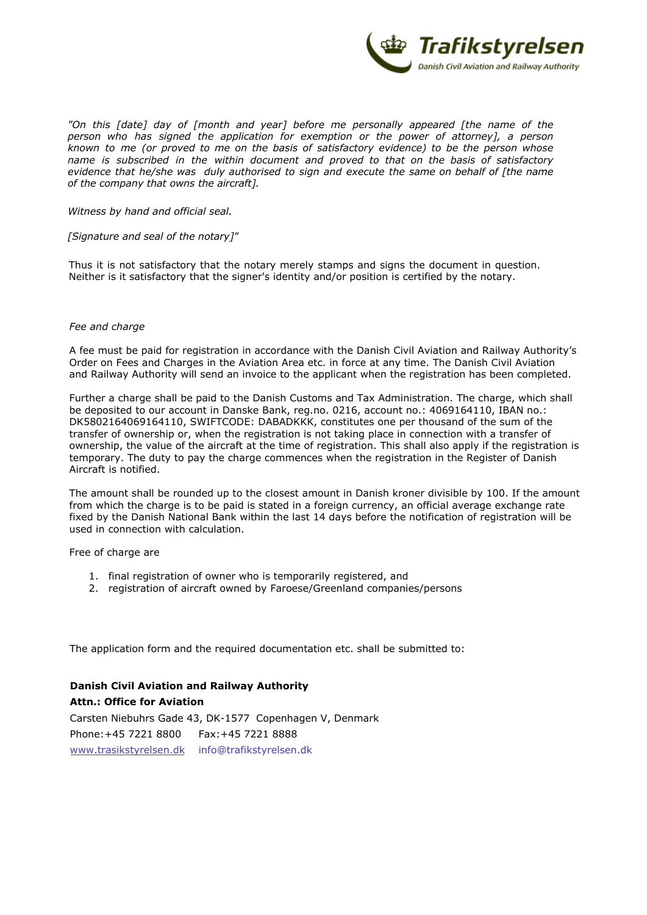*"On this [date] day of [month and year] before me personally appeared [the name of the person who has signed the application for exemption or the power of attorney], a person known to me (or proved to me on the basis of satisfactory evidence) to be the person whose name is subscribed in the within document and proved to that on the basis of satisfactory evidence that he/she was duly authorised to sign and execute the same on behalf of [the name of the company that owns the aircraft].*

*Witness by hand and official seal.*

*[Signature and seal of the notary]"*

Thus it is not satisfactory that the notary merely stamps and signs the document in question. Neither is it satisfactory that the signer's identity and/or position is certified by the notary.

*Fee and charge*

A fee must be paid for registration in accordance with the Danish Civil Aviation and Railway Authority's Order on Fees and Charges in the Aviation Area etc. in force at any time. The Danish Civil Aviation and Railway Authority will send an invoice to the applicant when the registration has been completed.

Further a charge shall be paid to the Danish Customs and Tax Administration. The charge, which shall be deposited to our account in Danske Bank, reg.no. 0216, account no.: 4069164110, IBAN no.: DK5802164069164110, SWIFTCODE: DABADKKK, constitutes one per thousand of the sum of the transfer of ownership or, when the registration is not taking place in connection with a transfer of ownership, the value of the aircraft at the time of registration. This shall also apply if the registration is temporary. The duty to pay the charge commences when the registration in the Register of Danish Aircraft is notified.

The amount shall be rounded up to the closest amount in Danish kroner divisible by 100. If the amount from which the charge is to be paid is stated in a foreign currency, an official average exchange rate fixed by the Danish National Bank within the last 14 days before the notification of registration will be used in connection with calculation.

Free of charge are

1. final registration of owner who is temporarily registered, and
2. registration of aircraft owned by Faroese/Greenland companies/persons

The application form and the required documentation etc. shall be submitted to:

**Danish Civil Aviation and Railway Authority**
**Attn.: Office for Aviation**
Carsten Niebuhrs Gade 43, DK-1577 Copenhagen V, Denmark
Phone:+45 7221 8800 Fax:+45 7221 8888
www.trasikstyrelsen.dk info@trafikstyrelsen.dk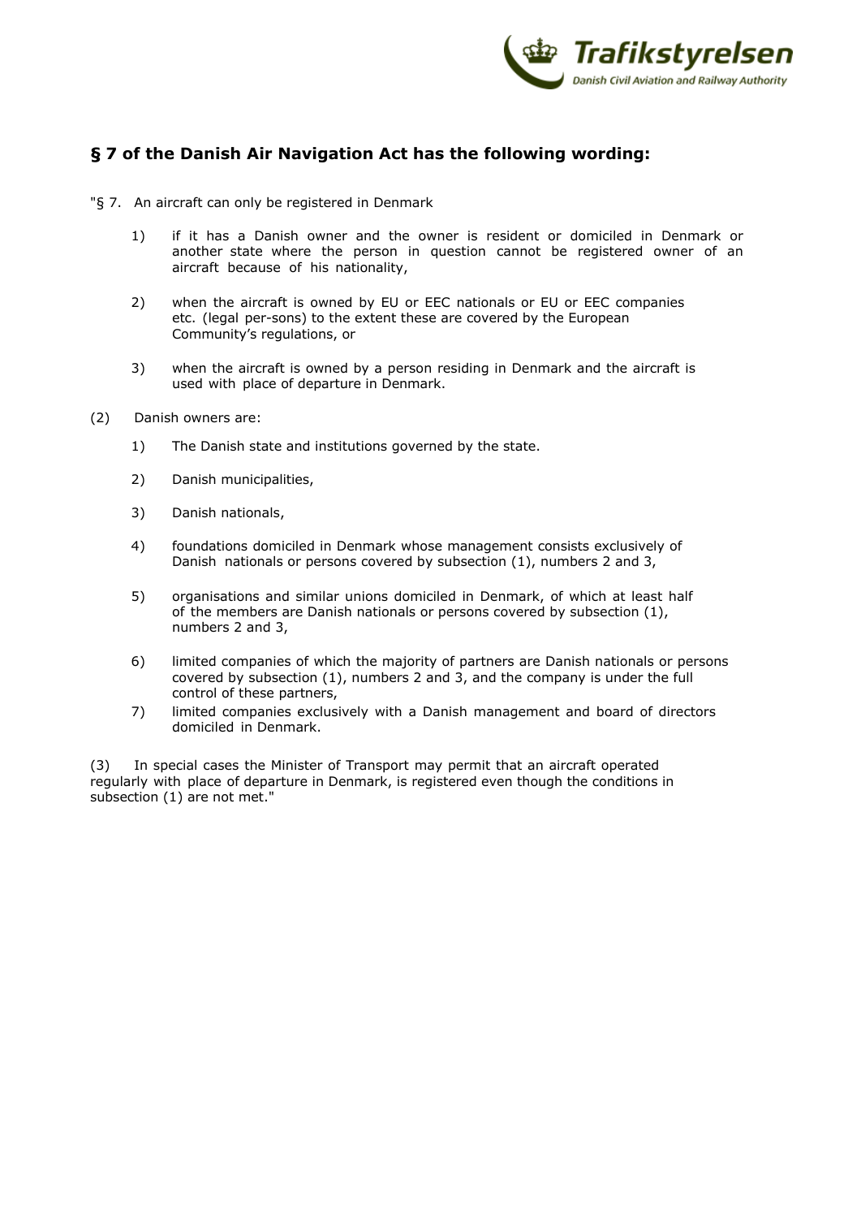## § 7 of the Danish Air Navigation Act has the following wording:

"§ 7. An aircraft can only be registered in Denmark

1) if it has a Danish owner and the owner is resident or domiciled in Denmark or another state where the person in question cannot be registered owner of an aircraft because of his nationality,

2) when the aircraft is owned by EU or EEC nationals or EU or EEC companies etc. (legal per-sons) to the extent these are covered by the European Community's regulations, or

3) when the aircraft is owned by a person residing in Denmark and the aircraft is used with place of departure in Denmark.

(2) Danish owners are:

1) The Danish state and institutions governed by the state.

2) Danish municipalities,

3) Danish nationals,

4) foundations domiciled in Denmark whose management consists exclusively of Danish nationals or persons covered by subsection (1), numbers 2 and 3,

5) organisations and similar unions domiciled in Denmark, of which at least half of the members are Danish nationals or persons covered by subsection (1), numbers 2 and 3,

6) limited companies of which the majority of partners are Danish nationals or persons covered by subsection (1), numbers 2 and 3, and the company is under the full control of these partners,

7) limited companies exclusively with a Danish management and board of directors domiciled in Denmark.

(3) In special cases the Minister of Transport may permit that an aircraft operated regularly with place of departure in Denmark, is registered even though the conditions in subsection (1) are not met."